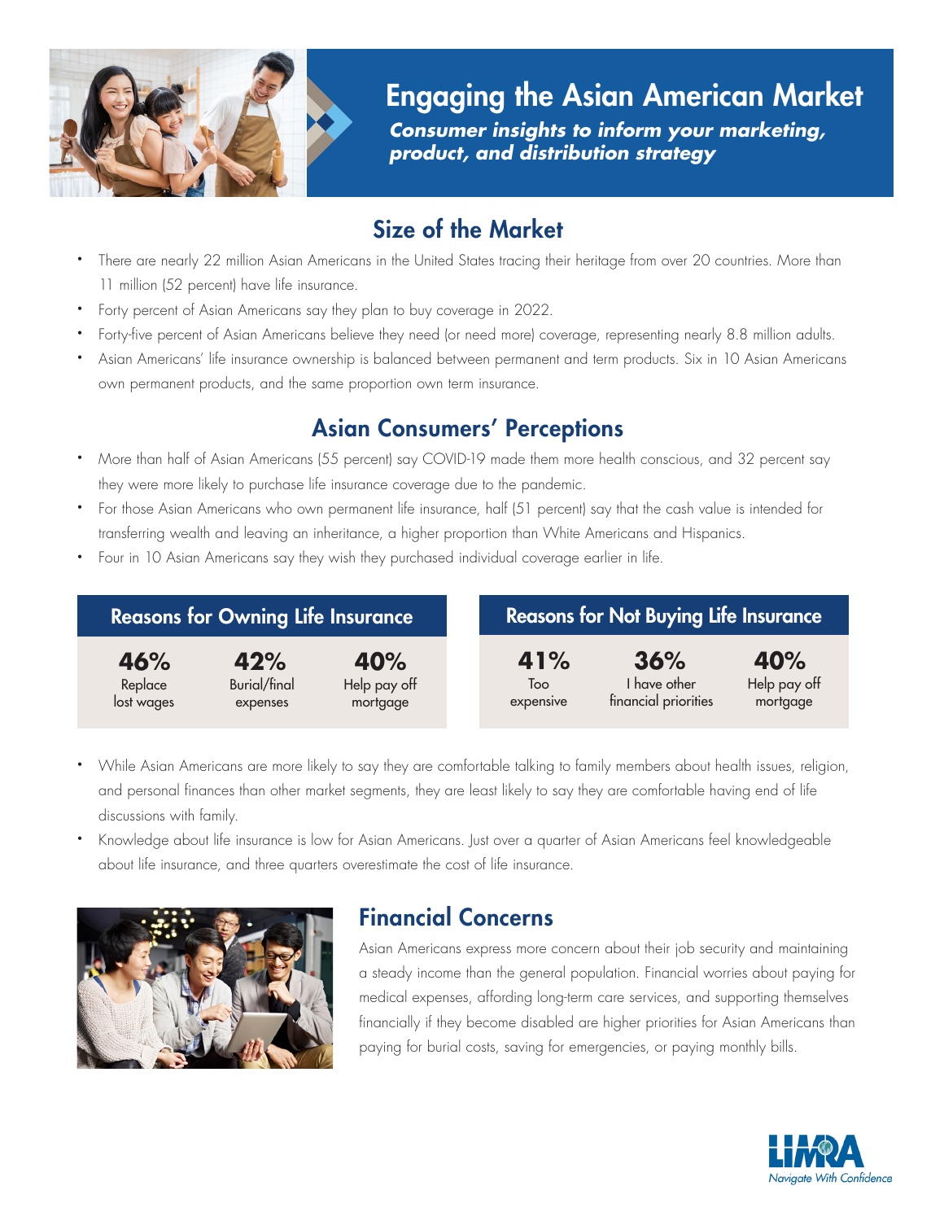# Engaging the Asian American Market

***Consumer insights to inform your marketing, product, and distribution strategy***

## Size of the Market

- There are nearly 22 million Asian Americans in the United States tracing their heritage from over 20 countries. More than 11 million (52 percent) have life insurance.
- Forty percent of Asian Americans say they plan to buy coverage in 2022.
- Forty-five percent of Asian Americans believe they need (or need more) coverage, representing nearly 8.8 million adults.
- Asian Americans' life insurance ownership is balanced between permanent and term products. Six in 10 Asian Americans own permanent products, and the same proportion own term insurance.

## Asian Consumers' Perceptions

- More than half of Asian Americans (55 percent) say COVID-19 made them more health conscious, and 32 percent say they were more likely to purchase life insurance coverage due to the pandemic.
- For those Asian Americans who own permanent life insurance, half (51 percent) say that the cash value is intended for transferring wealth and leaving an inheritance, a higher proportion than White Americans and Hispanics.
- Four in 10 Asian Americans say they wish they purchased individual coverage earlier in life.

### Reasons for Owning Life Insurance

| 46% | 42% | 40% |
|---|---|---|
| Replace lost wages | Burial/final expenses | Help pay off mortgage |

### Reasons for Not Buying Life Insurance

| 41% | 36% | 40% |
|---|---|---|
| Too expensive | I have other financial priorities | Help pay off mortgage |

- While Asian Americans are more likely to say they are comfortable talking to family members about health issues, religion, and personal finances than other market segments, they are least likely to say they are comfortable having end of life discussions with family.
- Knowledge about life insurance is low for Asian Americans. Just over a quarter of Asian Americans feel knowledgeable about life insurance, and three quarters overestimate the cost of life insurance.

## Financial Concerns

Asian Americans express more concern about their job security and maintaining a steady income than the general population. Financial worries about paying for medical expenses, affording long-term care services, and supporting themselves financially if they become disabled are higher priorities for Asian Americans than paying for burial costs, saving for emergencies, or paying monthly bills.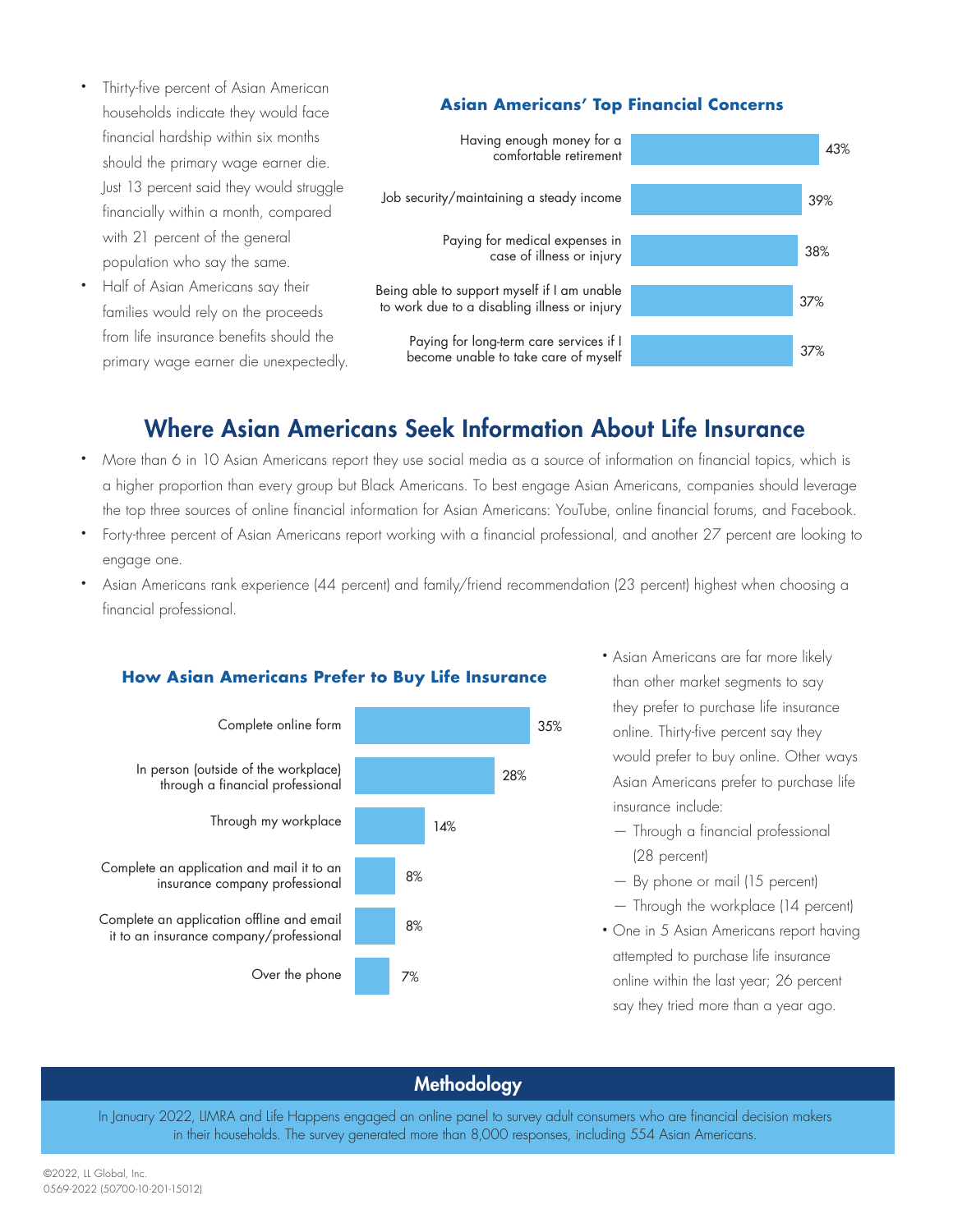- Thirty-five percent of Asian American households indicate they would face financial hardship within six months should the primary wage earner die. Just 13 percent said they would struggle financially within a month, compared with 21 percent of the general population who say the same.
- Half of Asian Americans say their families would rely on the proceeds from life insurance benefits should the primary wage earner die unexpectedly.

**Asian Americans' Top Financial Concerns**

Having enough money for a comfortable retirement 43%

Job security/maintaining a steady income 39%

Paying for medical expenses in case of illness or injury 38%

Being able to support myself if I am unable to work due to a disabling illness or injury 37%

Paying for long-term care services if I become unable to take care of myself 37%

## Where Asian Americans Seek Information About Life Insurance

- More than 6 in 10 Asian Americans report they use social media as a source of information on financial topics, which is a higher proportion than every group but Black Americans. To best engage Asian Americans, companies should leverage the top three sources of online financial information for Asian Americans: YouTube, online financial forums, and Facebook.
- Forty-three percent of Asian Americans report working with a financial professional, and another 27 percent are looking to engage one.
- Asian Americans rank experience (44 percent) and family/friend recommendation (23 percent) highest when choosing a financial professional.

**How Asian Americans Prefer to Buy Life Insurance**

Complete online form 35%

In person (outside of the workplace) through a financial professional 28%

Through my workplace 14%

Complete an application and mail it to an insurance company professional 8%

Complete an application offline and email it to an insurance company/professional 8%

Over the phone 7%

- Asian Americans are far more likely than other market segments to say they prefer to purchase life insurance online. Thirty-five percent say they would prefer to buy online. Other ways Asian Americans prefer to purchase life insurance include:
  - Through a financial professional (28 percent)
  - By phone or mail (15 percent)
  - Through the workplace (14 percent)
- One in 5 Asian Americans report having attempted to purchase life insurance online within the last year; 26 percent say they tried more than a year ago.

## Methodology

In January 2022, LIMRA and Life Happens engaged an online panel to survey adult consumers who are financial decision makers in their households. The survey generated more than 8,000 responses, including 554 Asian Americans.

©2022, LL Global, Inc.
0569-2022 (50700-10-201-15012)